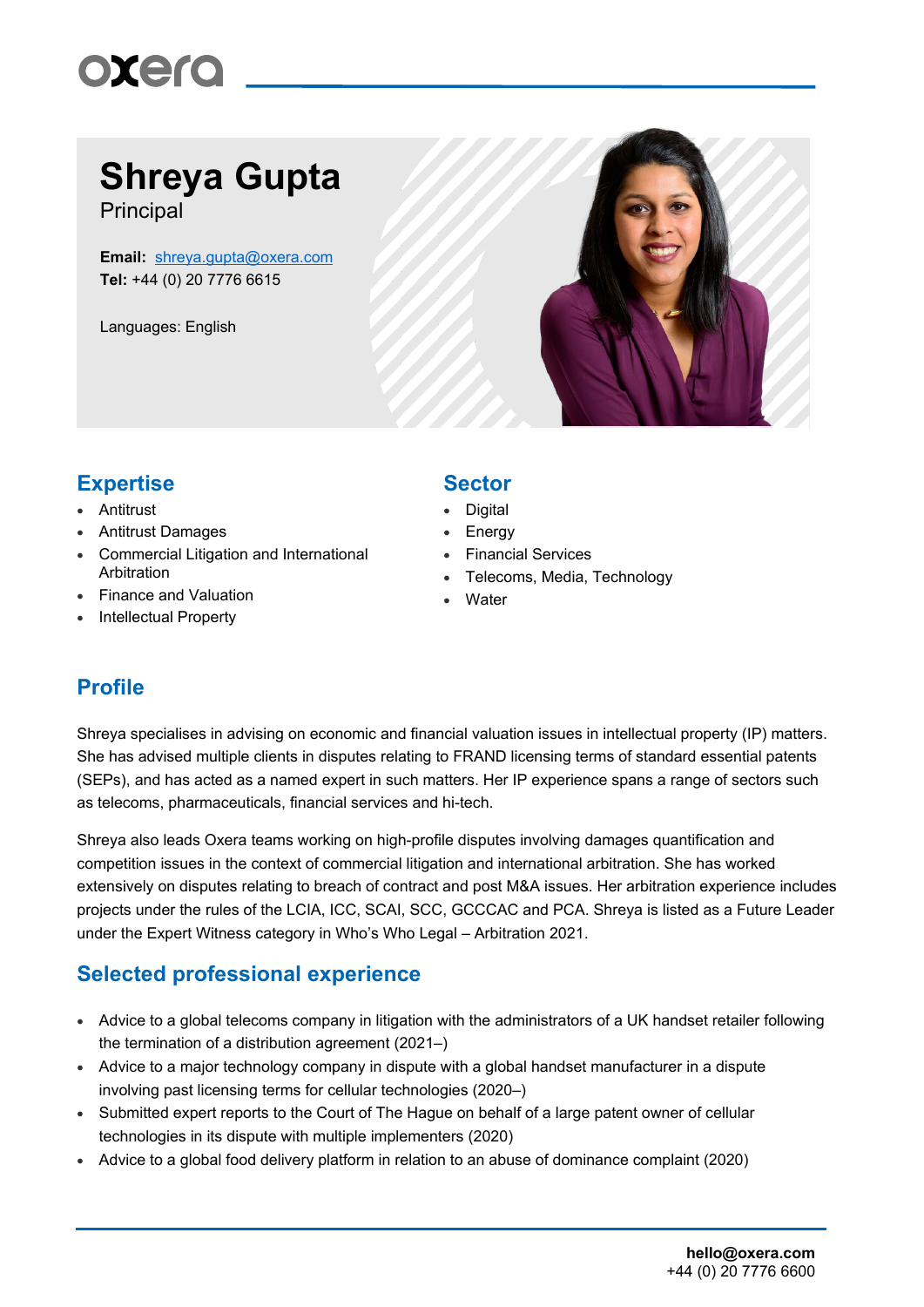# Shreya Gupta

Principal

**Email:** shreya.gupta@oxera.com
**Tel:** +44 (0) 20 7776 6615

Languages: English

## Expertise

- Antitrust
- Antitrust Damages
- Commercial Litigation and International Arbitration
- Finance and Valuation
- Intellectual Property

## Sector

- Digital
- Energy
- Financial Services
- Telecoms, Media, Technology
- Water

## Profile

Shreya specialises in advising on economic and financial valuation issues in intellectual property (IP) matters. She has advised multiple clients in disputes relating to FRAND licensing terms of standard essential patents (SEPs), and has acted as a named expert in such matters. Her IP experience spans a range of sectors such as telecoms, pharmaceuticals, financial services and hi-tech.

Shreya also leads Oxera teams working on high-profile disputes involving damages quantification and competition issues in the context of commercial litigation and international arbitration. She has worked extensively on disputes relating to breach of contract and post M&A issues. Her arbitration experience includes projects under the rules of the LCIA, ICC, SCAI, SCC, GCCCAC and PCA. Shreya is listed as a Future Leader under the Expert Witness category in Who's Who Legal – Arbitration 2021.

## Selected professional experience

- Advice to a global telecoms company in litigation with the administrators of a UK handset retailer following the termination of a distribution agreement (2021–)
- Advice to a major technology company in dispute with a global handset manufacturer in a dispute involving past licensing terms for cellular technologies (2020–)
- Submitted expert reports to the Court of The Hague on behalf of a large patent owner of cellular technologies in its dispute with multiple implementers (2020)
- Advice to a global food delivery platform in relation to an abuse of dominance complaint (2020)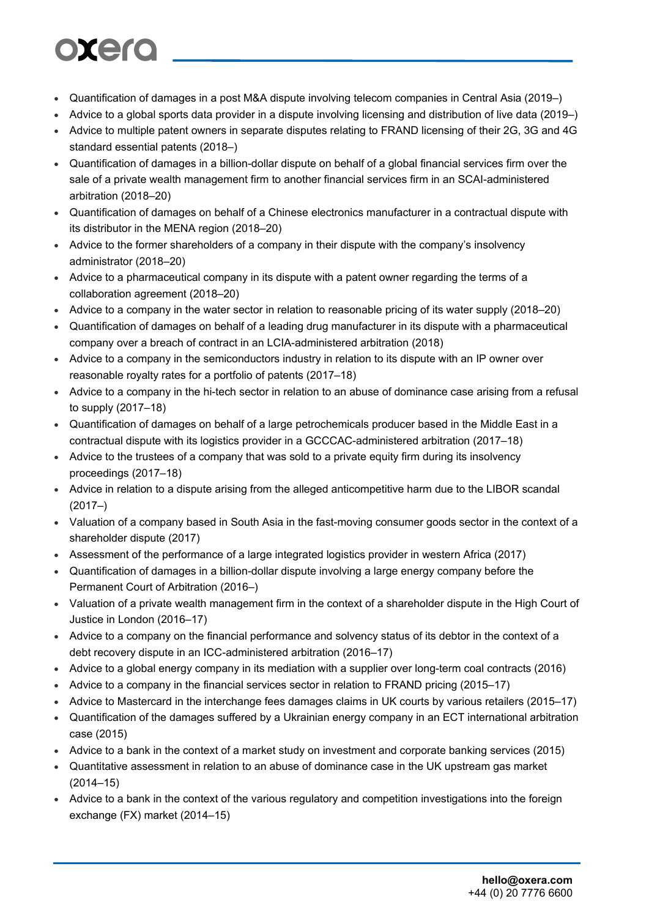- Quantification of damages in a post M&A dispute involving telecom companies in Central Asia (2019–)
- Advice to a global sports data provider in a dispute involving licensing and distribution of live data (2019–)
- Advice to multiple patent owners in separate disputes relating to FRAND licensing of their 2G, 3G and 4G standard essential patents (2018–)
- Quantification of damages in a billion-dollar dispute on behalf of a global financial services firm over the sale of a private wealth management firm to another financial services firm in an SCAI-administered arbitration (2018–20)
- Quantification of damages on behalf of a Chinese electronics manufacturer in a contractual dispute with its distributor in the MENA region (2018–20)
- Advice to the former shareholders of a company in their dispute with the company's insolvency administrator (2018–20)
- Advice to a pharmaceutical company in its dispute with a patent owner regarding the terms of a collaboration agreement (2018–20)
- Advice to a company in the water sector in relation to reasonable pricing of its water supply (2018–20)
- Quantification of damages on behalf of a leading drug manufacturer in its dispute with a pharmaceutical company over a breach of contract in an LCIA-administered arbitration (2018)
- Advice to a company in the semiconductors industry in relation to its dispute with an IP owner over reasonable royalty rates for a portfolio of patents (2017–18)
- Advice to a company in the hi-tech sector in relation to an abuse of dominance case arising from a refusal to supply (2017–18)
- Quantification of damages on behalf of a large petrochemicals producer based in the Middle East in a contractual dispute with its logistics provider in a GCCCAC-administered arbitration (2017–18)
- Advice to the trustees of a company that was sold to a private equity firm during its insolvency proceedings (2017–18)
- Advice in relation to a dispute arising from the alleged anticompetitive harm due to the LIBOR scandal (2017–)
- Valuation of a company based in South Asia in the fast-moving consumer goods sector in the context of a shareholder dispute (2017)
- Assessment of the performance of a large integrated logistics provider in western Africa (2017)
- Quantification of damages in a billion-dollar dispute involving a large energy company before the Permanent Court of Arbitration (2016–)
- Valuation of a private wealth management firm in the context of a shareholder dispute in the High Court of Justice in London (2016–17)
- Advice to a company on the financial performance and solvency status of its debtor in the context of a debt recovery dispute in an ICC-administered arbitration (2016–17)
- Advice to a global energy company in its mediation with a supplier over long-term coal contracts (2016)
- Advice to a company in the financial services sector in relation to FRAND pricing (2015–17)
- Advice to Mastercard in the interchange fees damages claims in UK courts by various retailers (2015–17)
- Quantification of the damages suffered by a Ukrainian energy company in an ECT international arbitration case (2015)
- Advice to a bank in the context of a market study on investment and corporate banking services (2015)
- Quantitative assessment in relation to an abuse of dominance case in the UK upstream gas market (2014–15)
- Advice to a bank in the context of the various regulatory and competition investigations into the foreign exchange (FX) market (2014–15)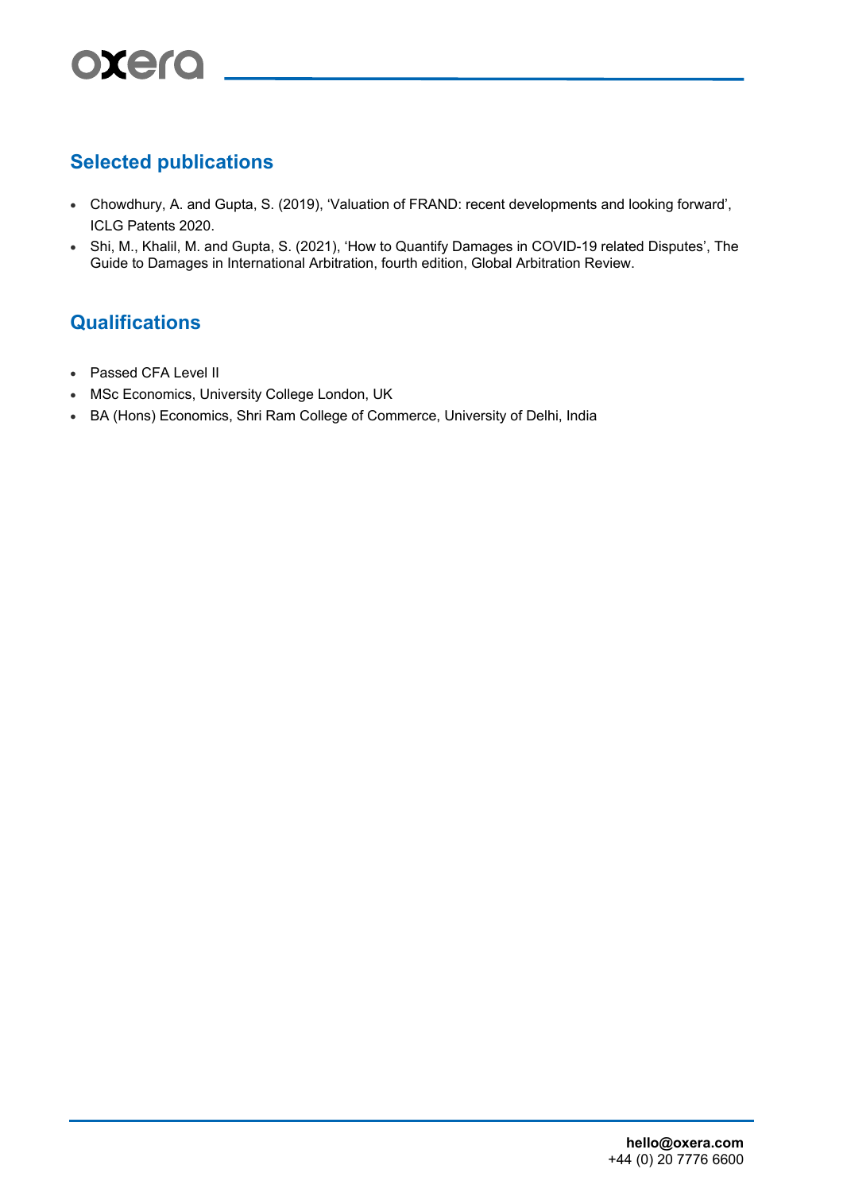## Selected publications

- Chowdhury, A. and Gupta, S. (2019), 'Valuation of FRAND: recent developments and looking forward', ICLG Patents 2020.
- Shi, M., Khalil, M. and Gupta, S. (2021), 'How to Quantify Damages in COVID-19 related Disputes', The Guide to Damages in International Arbitration, fourth edition, Global Arbitration Review.

## Qualifications

- Passed CFA Level II
- MSc Economics, University College London, UK
- BA (Hons) Economics, Shri Ram College of Commerce, University of Delhi, India